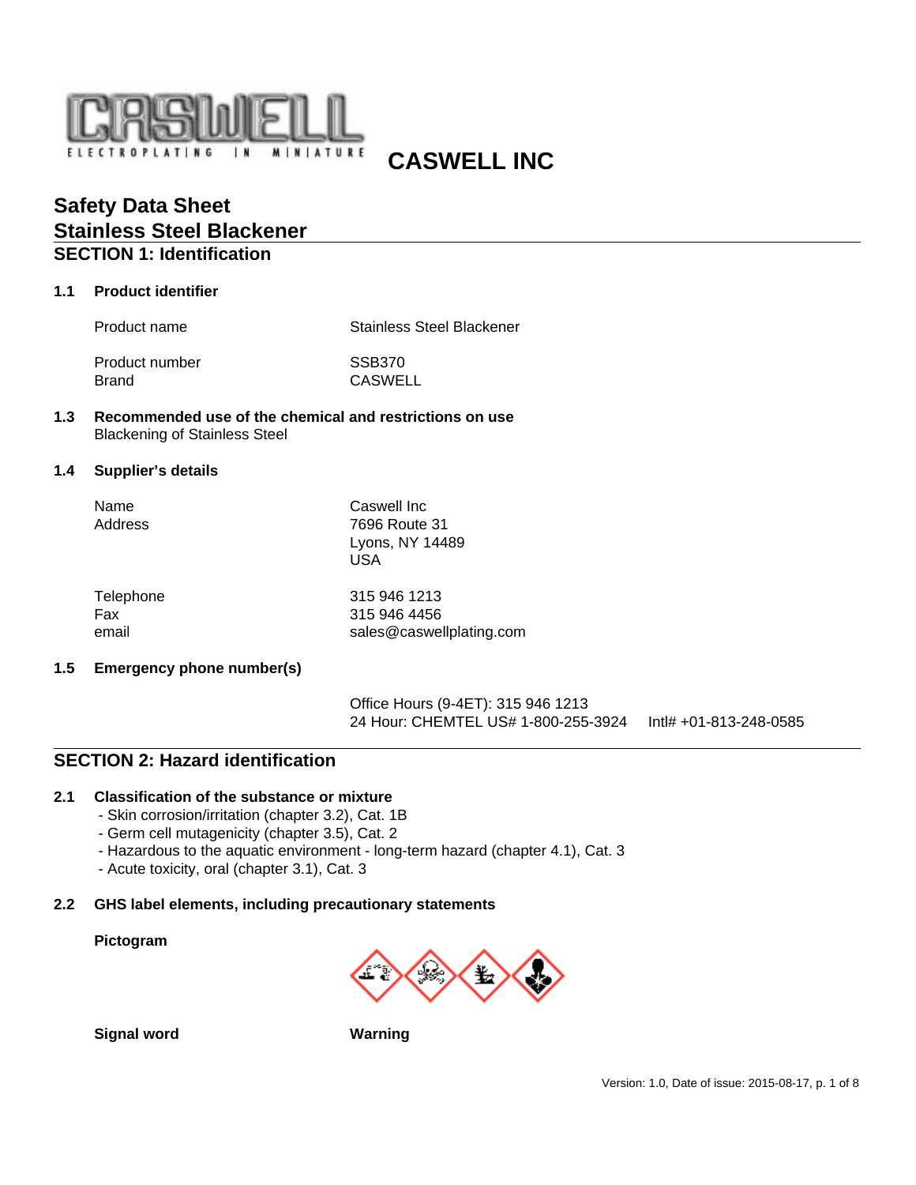CASWELL

ELECTROPLATING IN MINIATURE

# CASWELL INC

# Safety Data Sheet
# Stainless Steel Blackener

## SECTION 1: Identification

### 1.1 Product identifier

| | |
|---|---|
| Product name | Stainless Steel Blackener |
| Product number | SSB370 |
| Brand | CASWELL |

### 1.3 Recommended use of the chemical and restrictions on use

Blackening of Stainless Steel

### 1.4 Supplier's details

| | |
|---|---|
| Name | Caswell Inc |
| Address | 7696 Route 31<br>Lyons, NY 14489<br>USA |
| Telephone | 315 946 1213 |
| Fax | 315 946 4456 |
| email | sales@caswellplating.com |

### 1.5 Emergency phone number(s)

Office Hours (9-4ET): 315 946 1213

24 Hour: CHEMTEL US# 1-800-255-3924 Intl# +01-813-248-0585

## SECTION 2: Hazard identification

### 2.1 Classification of the substance or mixture

- Skin corrosion/irritation (chapter 3.2), Cat. 1B
- Germ cell mutagenicity (chapter 3.5), Cat. 2
- Hazardous to the aquatic environment - long-term hazard (chapter 4.1), Cat. 3
- Acute toxicity, oral (chapter 3.1), Cat. 3

### 2.2 GHS label elements, including precautionary statements

**Pictogram**

**Signal word** Warning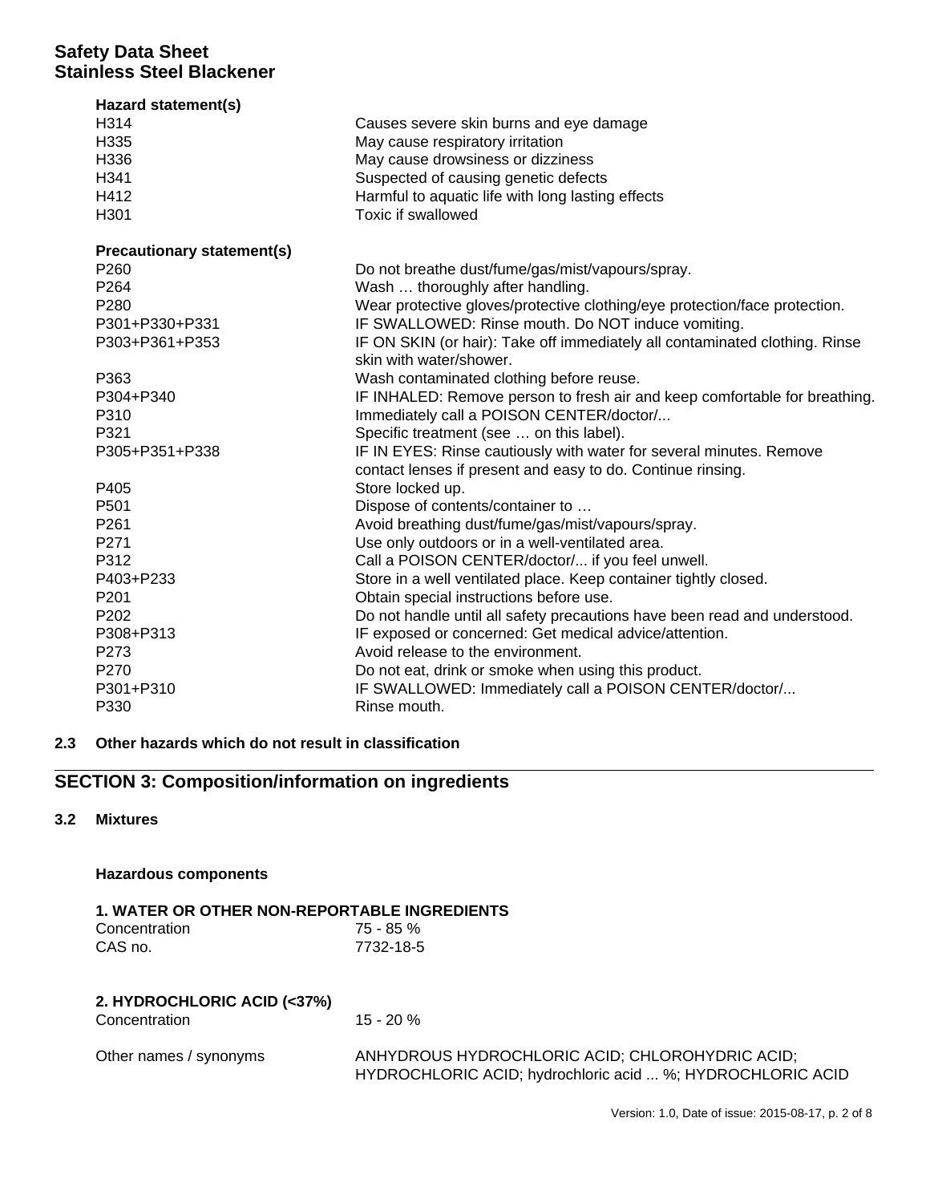**Hazard statement(s)**

| | |
|---|---|
| H314 | Causes severe skin burns and eye damage |
| H335 | May cause respiratory irritation |
| H336 | May cause drowsiness or dizziness |
| H341 | Suspected of causing genetic defects |
| H412 | Harmful to aquatic life with long lasting effects |
| H301 | Toxic if swallowed |

**Precautionary statement(s)**

| | |
|---|---|
| P260 | Do not breathe dust/fume/gas/mist/vapours/spray. |
| P264 | Wash … thoroughly after handling. |
| P280 | Wear protective gloves/protective clothing/eye protection/face protection. |
| P301+P330+P331 | IF SWALLOWED: Rinse mouth. Do NOT induce vomiting. |
| P303+P361+P353 | IF ON SKIN (or hair): Take off immediately all contaminated clothing. Rinse skin with water/shower. |
| P363 | Wash contaminated clothing before reuse. |
| P304+P340 | IF INHALED: Remove person to fresh air and keep comfortable for breathing. |
| P310 | Immediately call a POISON CENTER/doctor/... |
| P321 | Specific treatment (see … on this label). |
| P305+P351+P338 | IF IN EYES: Rinse cautiously with water for several minutes. Remove contact lenses if present and easy to do. Continue rinsing. |
| P405 | Store locked up. |
| P501 | Dispose of contents/container to … |
| P261 | Avoid breathing dust/fume/gas/mist/vapours/spray. |
| P271 | Use only outdoors or in a well-ventilated area. |
| P312 | Call a POISON CENTER/doctor/... if you feel unwell. |
| P403+P233 | Store in a well ventilated place. Keep container tightly closed. |
| P201 | Obtain special instructions before use. |
| P202 | Do not handle until all safety precautions have been read and understood. |
| P308+P313 | IF exposed or concerned: Get medical advice/attention. |
| P273 | Avoid release to the environment. |
| P270 | Do not eat, drink or smoke when using this product. |
| P301+P310 | IF SWALLOWED: Immediately call a POISON CENTER/doctor/... |
| P330 | Rinse mouth. |

### 2.3 Other hazards which do not result in classification

## SECTION 3: Composition/information on ingredients

### 3.2 Mixtures

**Hazardous components**

**1. WATER OR OTHER NON-REPORTABLE INGREDIENTS**

| | |
|---|---|
| Concentration | 75 - 85 % |
| CAS no. | 7732-18-5 |

**2. HYDROCHLORIC ACID (<37%)**

| | |
|---|---|
| Concentration | 15 - 20 % |
| Other names / synonyms | ANHYDROUS HYDROCHLORIC ACID; CHLOROHYDRIC ACID; HYDROCHLORIC ACID; hydrochloric acid ... %; HYDROCHLORIC ACID |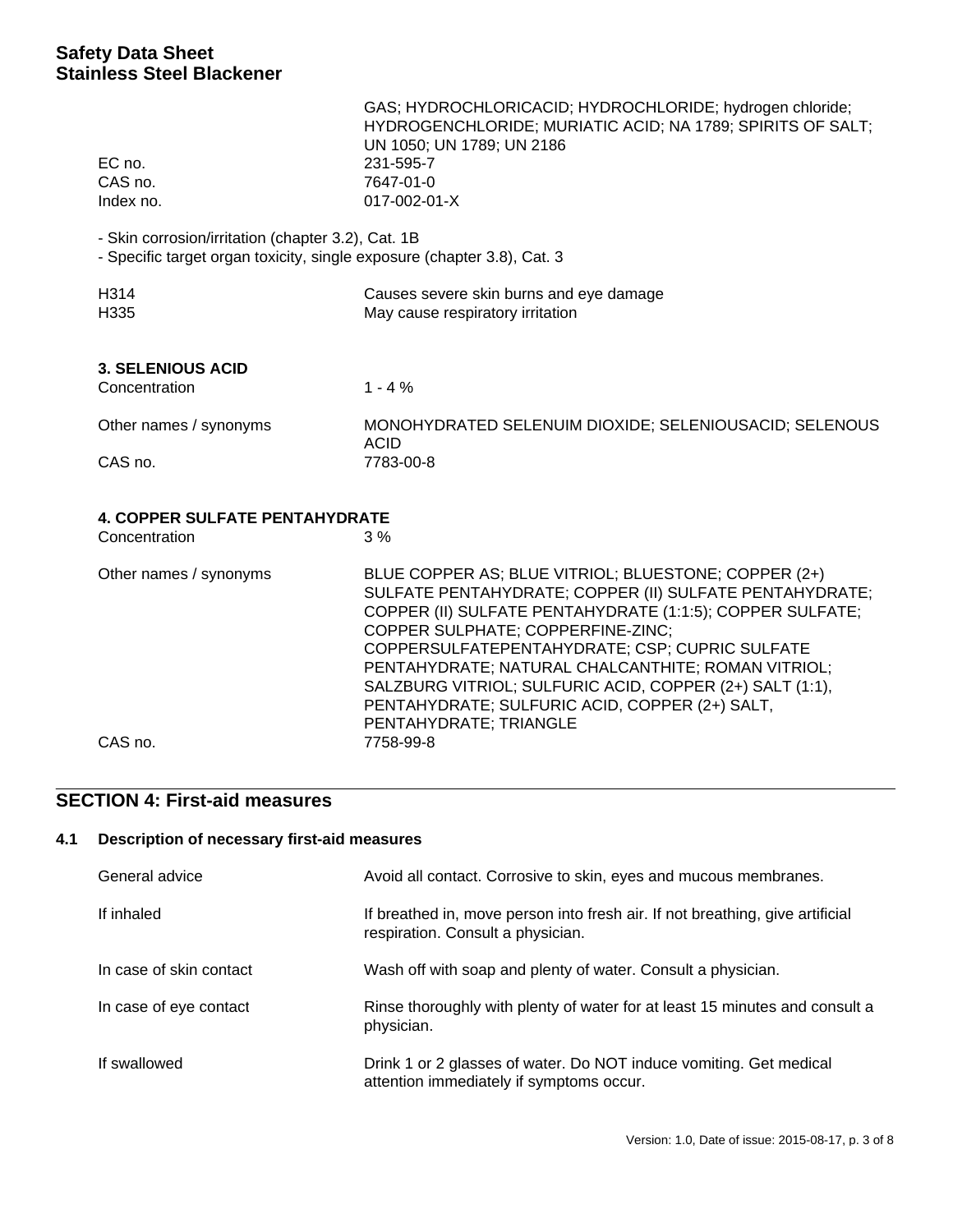| | |
|---|---|
| | GAS; HYDROCHLORICACID; HYDROCHLORIDE; hydrogen chloride; HYDROGENCHLORIDE; MURIATIC ACID; NA 1789; SPIRITS OF SALT; UN 1050; UN 1789; UN 2186 |
| EC no. | 231-595-7 |
| CAS no. | 7647-01-0 |
| Index no. | 017-002-01-X |

- Skin corrosion/irritation (chapter 3.2), Cat. 1B
- Specific target organ toxicity, single exposure (chapter 3.8), Cat. 3

| | |
|---|---|
| H314 | Causes severe skin burns and eye damage |
| H335 | May cause respiratory irritation |

**3. SELENIOUS ACID**

| | |
|---|---|
| Concentration | 1 - 4 % |
| Other names / synonyms | MONOHYDRATED SELENUIM DIOXIDE; SELENIOUSACID; SELENOUS ACID |
| CAS no. | 7783-00-8 |

**4. COPPER SULFATE PENTAHYDRATE**

| | |
|---|---|
| Concentration | 3 % |
| Other names / synonyms | BLUE COPPER AS; BLUE VITRIOL; BLUESTONE; COPPER (2+) SULFATE PENTAHYDRATE; COPPER (II) SULFATE PENTAHYDRATE; COPPER (II) SULFATE PENTAHYDRATE (1:1:5); COPPER SULFATE; COPPER SULPHATE; COPPERFINE-ZINC; COPPERSULFATEPENTAHYDRATE; CSP; CUPRIC SULFATE PENTAHYDRATE; NATURAL CHALCANTHITE; ROMAN VITRIOL; SALZBURG VITRIOL; SULFURIC ACID, COPPER (2+) SALT (1:1), PENTAHYDRATE; SULFURIC ACID, COPPER (2+) SALT, PENTAHYDRATE; TRIANGLE |
| CAS no. | 7758-99-8 |

## SECTION 4: First-aid measures

### 4.1 Description of necessary first-aid measures

| | |
|---|---|
| General advice | Avoid all contact. Corrosive to skin, eyes and mucous membranes. |
| If inhaled | If breathed in, move person into fresh air. If not breathing, give artificial respiration. Consult a physician. |
| In case of skin contact | Wash off with soap and plenty of water. Consult a physician. |
| In case of eye contact | Rinse thoroughly with plenty of water for at least 15 minutes and consult a physician. |
| If swallowed | Drink 1 or 2 glasses of water. Do NOT induce vomiting. Get medical attention immediately if symptoms occur. |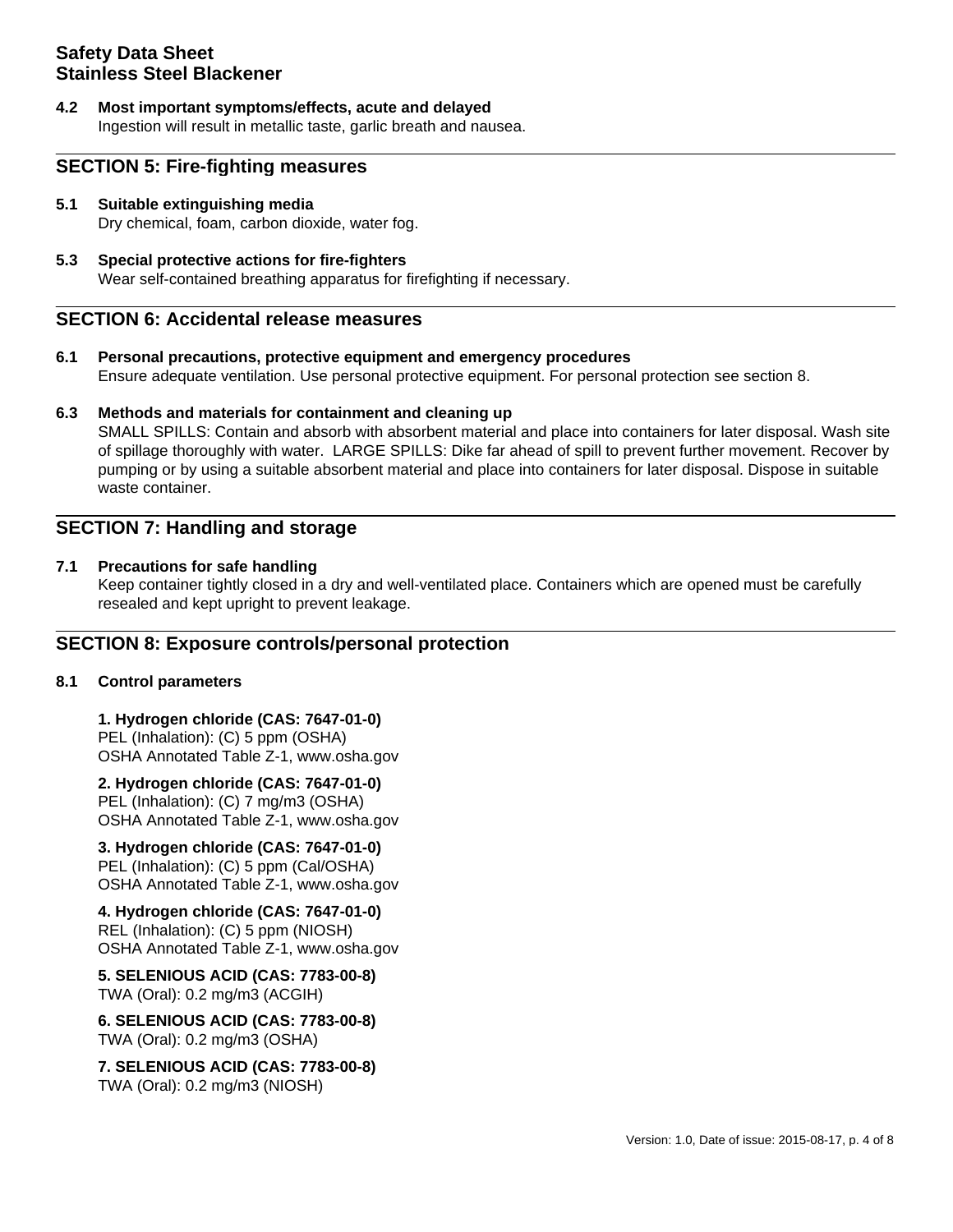**4.2 Most important symptoms/effects, acute and delayed**

Ingestion will result in metallic taste, garlic breath and nausea.

## SECTION 5: Fire-fighting measures

**5.1 Suitable extinguishing media**

Dry chemical, foam, carbon dioxide, water fog.

**5.3 Special protective actions for fire-fighters**

Wear self-contained breathing apparatus for firefighting if necessary.

## SECTION 6: Accidental release measures

**6.1 Personal precautions, protective equipment and emergency procedures**

Ensure adequate ventilation. Use personal protective equipment. For personal protection see section 8.

**6.3 Methods and materials for containment and cleaning up**

SMALL SPILLS: Contain and absorb with absorbent material and place into containers for later disposal. Wash site of spillage thoroughly with water. LARGE SPILLS: Dike far ahead of spill to prevent further movement. Recover by pumping or by using a suitable absorbent material and place into containers for later disposal. Dispose in suitable waste container.

## SECTION 7: Handling and storage

**7.1 Precautions for safe handling**

Keep container tightly closed in a dry and well-ventilated place. Containers which are opened must be carefully resealed and kept upright to prevent leakage.

## SECTION 8: Exposure controls/personal protection

**8.1 Control parameters**

**1. Hydrogen chloride (CAS: 7647-01-0)**
PEL (Inhalation): (C) 5 ppm (OSHA)
OSHA Annotated Table Z-1, www.osha.gov

**2. Hydrogen chloride (CAS: 7647-01-0)**
PEL (Inhalation): (C) 7 mg/m3 (OSHA)
OSHA Annotated Table Z-1, www.osha.gov

**3. Hydrogen chloride (CAS: 7647-01-0)**
PEL (Inhalation): (C) 5 ppm (Cal/OSHA)
OSHA Annotated Table Z-1, www.osha.gov

**4. Hydrogen chloride (CAS: 7647-01-0)**
REL (Inhalation): (C) 5 ppm (NIOSH)
OSHA Annotated Table Z-1, www.osha.gov

**5. SELENIOUS ACID (CAS: 7783-00-8)**
TWA (Oral): 0.2 mg/m3 (ACGIH)

**6. SELENIOUS ACID (CAS: 7783-00-8)**
TWA (Oral): 0.2 mg/m3 (OSHA)

**7. SELENIOUS ACID (CAS: 7783-00-8)**
TWA (Oral): 0.2 mg/m3 (NIOSH)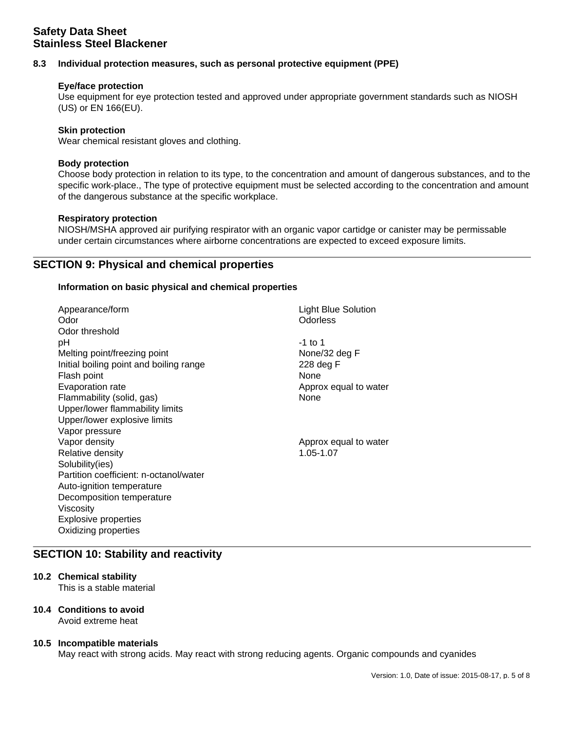## 8.3 Individual protection measures, such as personal protective equipment (PPE)

**Eye/face protection**
Use equipment for eye protection tested and approved under appropriate government standards such as NIOSH (US) or EN 166(EU).

**Skin protection**
Wear chemical resistant gloves and clothing.

**Body protection**
Choose body protection in relation to its type, to the concentration and amount of dangerous substances, and to the specific work-place., The type of protective equipment must be selected according to the concentration and amount of the dangerous substance at the specific workplace.

**Respiratory protection**
NIOSH/MSHA approved air purifying respirator with an organic vapor cartidge or canister may be permissable under certain circumstances where airborne concentrations are expected to exceed exposure limits.

## SECTION 9: Physical and chemical properties

**Information on basic physical and chemical properties**

| Property | Value |
|---|---|
| Appearance/form | Light Blue Solution |
| Odor | Odorless |
| Odor threshold | |
| pH | -1 to 1 |
| Melting point/freezing point | None/32 deg F |
| Initial boiling point and boiling range | 228 deg F |
| Flash point | None |
| Evaporation rate | Approx equal to water |
| Flammability (solid, gas) | None |
| Upper/lower flammability limits | |
| Upper/lower explosive limits | |
| Vapor pressure | |
| Vapor density | Approx equal to water |
| Relative density | 1.05-1.07 |
| Solubility(ies) | |
| Partition coefficient: n-octanol/water | |
| Auto-ignition temperature | |
| Decomposition temperature | |
| Viscosity | |
| Explosive properties | |
| Oxidizing properties | |

## SECTION 10: Stability and reactivity

**10.2 Chemical stability**
This is a stable material

**10.4 Conditions to avoid**
Avoid extreme heat

**10.5 Incompatible materials**
May react with strong acids. May react with strong reducing agents. Organic compounds and cyanides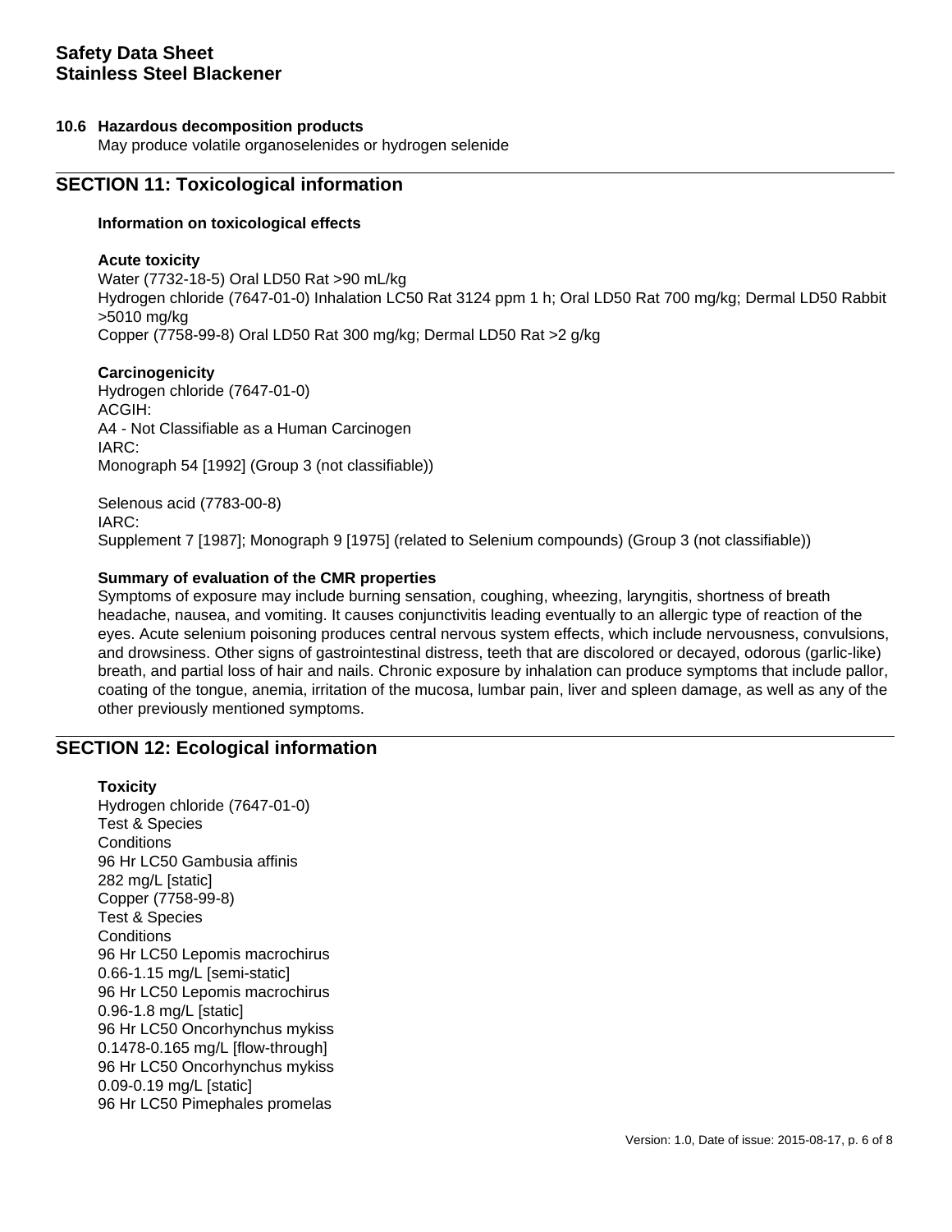### 10.6 Hazardous decomposition products

May produce volatile organoselenides or hydrogen selenide

## SECTION 11: Toxicological information

**Information on toxicological effects**

**Acute toxicity**

Water (7732-18-5) Oral LD50 Rat >90 mL/kg
Hydrogen chloride (7647-01-0) Inhalation LC50 Rat 3124 ppm 1 h; Oral LD50 Rat 700 mg/kg; Dermal LD50 Rabbit >5010 mg/kg
Copper (7758-99-8) Oral LD50 Rat 300 mg/kg; Dermal LD50 Rat >2 g/kg

**Carcinogenicity**

Hydrogen chloride (7647-01-0)
ACGIH:
A4 - Not Classifiable as a Human Carcinogen
IARC:
Monograph 54 [1992] (Group 3 (not classifiable))

Selenous acid (7783-00-8)
IARC:
Supplement 7 [1987]; Monograph 9 [1975] (related to Selenium compounds) (Group 3 (not classifiable))

**Summary of evaluation of the CMR properties**

Symptoms of exposure may include burning sensation, coughing, wheezing, laryngitis, shortness of breath headache, nausea, and vomiting. It causes conjunctivitis leading eventually to an allergic type of reaction of the eyes. Acute selenium poisoning produces central nervous system effects, which include nervousness, convulsions, and drowsiness. Other signs of gastrointestinal distress, teeth that are discolored or decayed, odorous (garlic-like) breath, and partial loss of hair and nails. Chronic exposure by inhalation can produce symptoms that include pallor, coating of the tongue, anemia, irritation of the mucosa, lumbar pain, liver and spleen damage, as well as any of the other previously mentioned symptoms.

## SECTION 12: Ecological information

**Toxicity**

Hydrogen chloride (7647-01-0)
Test & Species
Conditions
96 Hr LC50 Gambusia affinis
282 mg/L [static]
Copper (7758-99-8)
Test & Species
Conditions
96 Hr LC50 Lepomis macrochirus
0.66-1.15 mg/L [semi-static]
96 Hr LC50 Lepomis macrochirus
0.96-1.8 mg/L [static]
96 Hr LC50 Oncorhynchus mykiss
0.1478-0.165 mg/L [flow-through]
96 Hr LC50 Oncorhynchus mykiss
0.09-0.19 mg/L [static]
96 Hr LC50 Pimephales promelas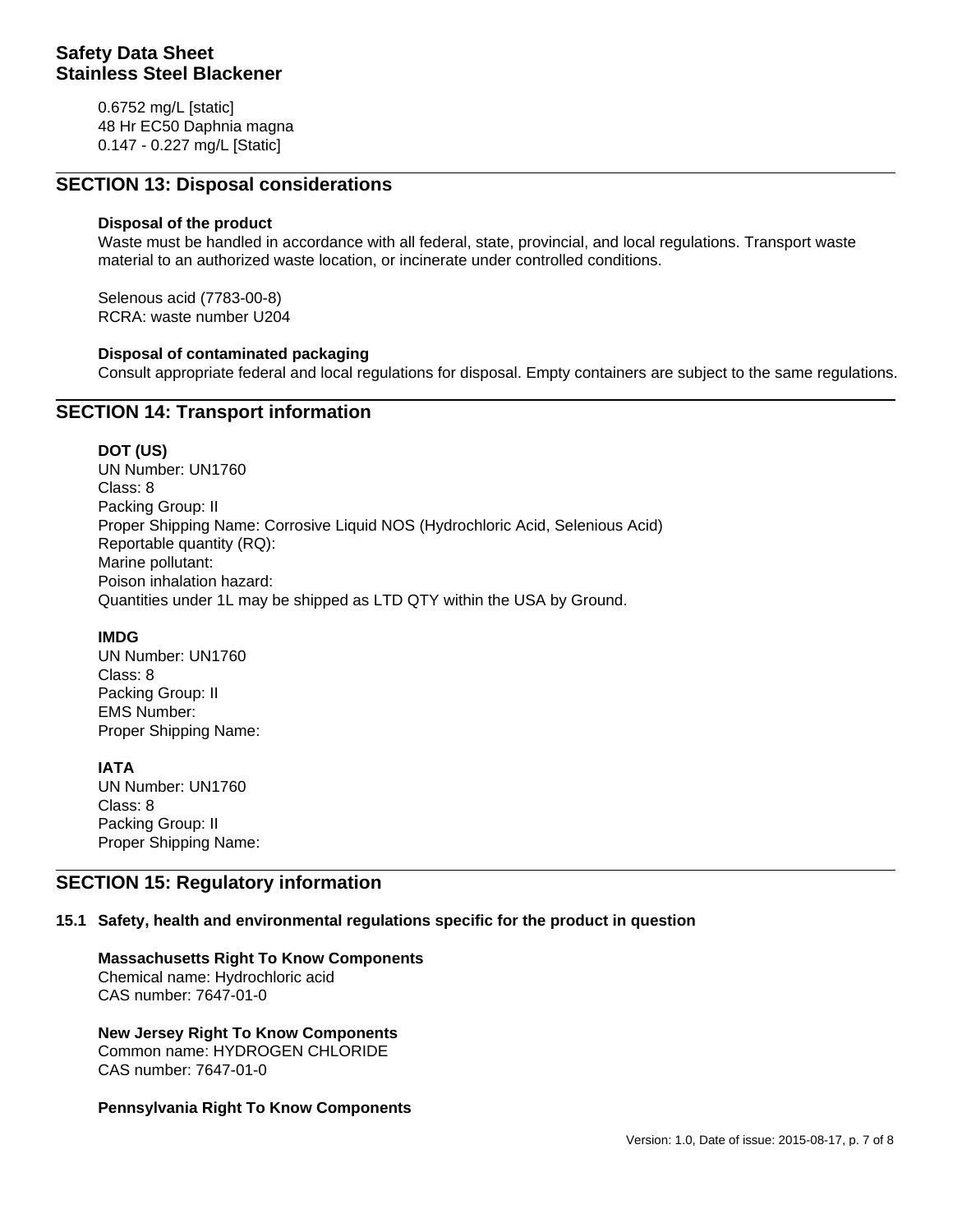0.6752 mg/L [static]
48 Hr EC50 Daphnia magna
0.147 - 0.227 mg/L [Static]

## SECTION 13: Disposal considerations

**Disposal of the product**

Waste must be handled in accordance with all federal, state, provincial, and local regulations. Transport waste material to an authorized waste location, or incinerate under controlled conditions.

Selenous acid (7783-00-8)
RCRA: waste number U204

**Disposal of contaminated packaging**

Consult appropriate federal and local regulations for disposal. Empty containers are subject to the same regulations.

## SECTION 14: Transport information

**DOT (US)**

UN Number: UN1760
Class: 8
Packing Group: II
Proper Shipping Name: Corrosive Liquid NOS (Hydrochloric Acid, Selenious Acid)
Reportable quantity (RQ):
Marine pollutant:
Poison inhalation hazard:
Quantities under 1L may be shipped as LTD QTY within the USA by Ground.

**IMDG**

UN Number: UN1760
Class: 8
Packing Group: II
EMS Number:
Proper Shipping Name:

**IATA**

UN Number: UN1760
Class: 8
Packing Group: II
Proper Shipping Name:

## SECTION 15: Regulatory information

### 15.1 Safety, health and environmental regulations specific for the product in question

**Massachusetts Right To Know Components**

Chemical name: Hydrochloric acid
CAS number: 7647-01-0

**New Jersey Right To Know Components**

Common name: HYDROGEN CHLORIDE
CAS number: 7647-01-0

**Pennsylvania Right To Know Components**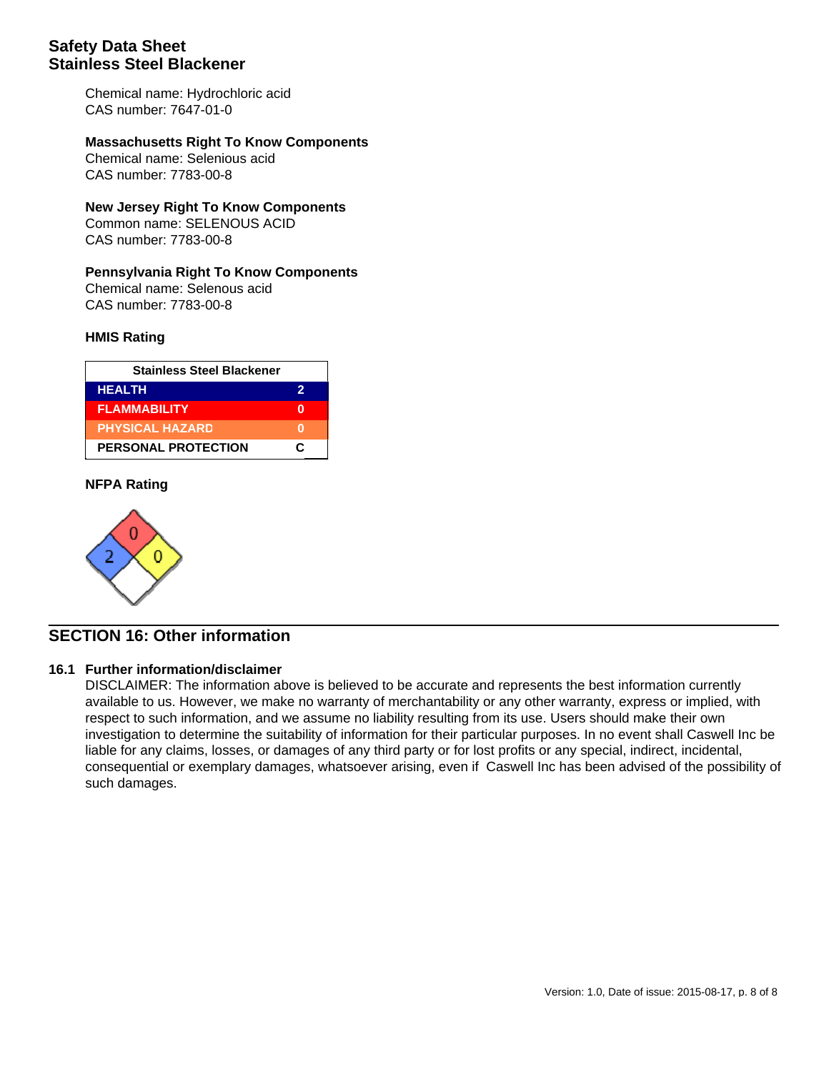Chemical name: Hydrochloric acid
CAS number: 7647-01-0

**Massachusetts Right To Know Components**
Chemical name: Selenious acid
CAS number: 7783-00-8

**New Jersey Right To Know Components**
Common name: SELENOUS ACID
CAS number: 7783-00-8

**Pennsylvania Right To Know Components**
Chemical name: Selenous acid
CAS number: 7783-00-8

**HMIS Rating**

| Stainless Steel Blackener | |
|---|---|
| HEALTH | 2 |
| FLAMMABILITY | 0 |
| PHYSICAL HAZARD | 0 |
| PERSONAL PROTECTION | C |

**NFPA Rating**

0
2
0

## SECTION 16: Other information

### 16.1 Further information/disclaimer

DISCLAIMER: The information above is believed to be accurate and represents the best information currently available to us. However, we make no warranty of merchantability or any other warranty, express or implied, with respect to such information, and we assume no liability resulting from its use. Users should make their own investigation to determine the suitability of information for their particular purposes. In no event shall Caswell Inc be liable for any claims, losses, or damages of any third party or for lost profits or any special, indirect, incidental, consequential or exemplary damages, whatsoever arising, even if Caswell Inc has been advised of the possibility of such damages.